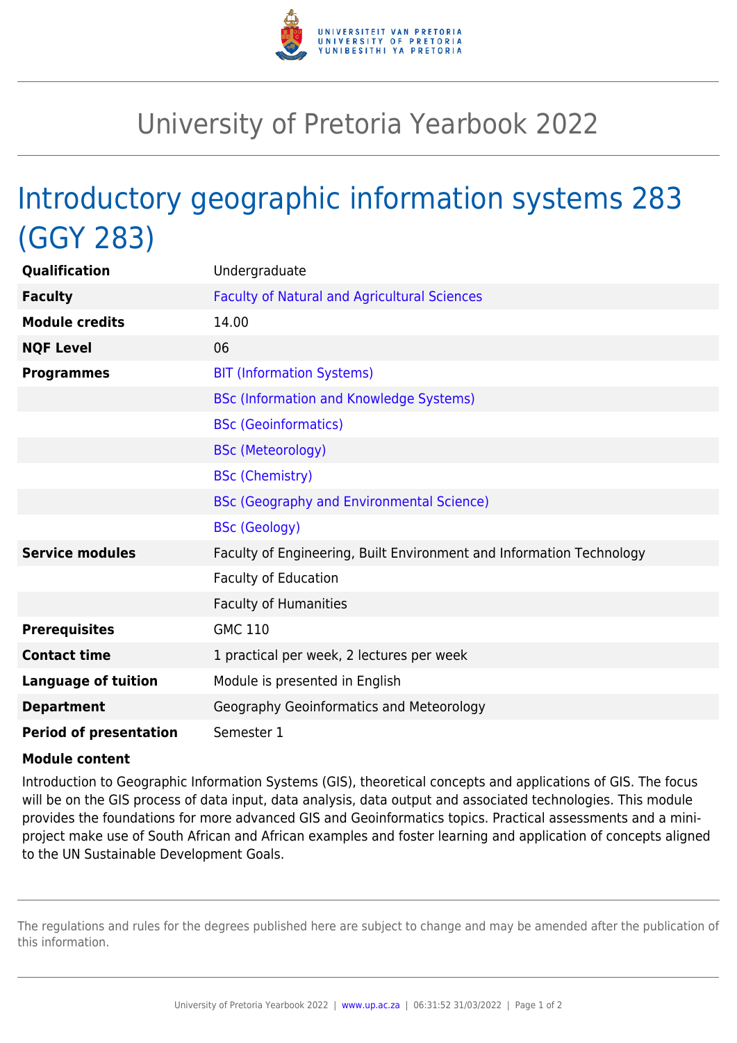# University of Pretoria Yearbook 2022

## Introductory geographic information systems 283 (GGY 283)

| | |
|---|---|
| **Qualification** | Undergraduate |
| **Faculty** | Faculty of Natural and Agricultural Sciences |
| **Module credits** | 14.00 |
| **NQF Level** | 06 |
| **Programmes** | BIT (Information Systems) |
| | BSc (Information and Knowledge Systems) |
| | BSc (Geoinformatics) |
| | BSc (Meteorology) |
| | BSc (Chemistry) |
| | BSc (Geography and Environmental Science) |
| | BSc (Geology) |
| **Service modules** | Faculty of Engineering, Built Environment and Information Technology |
| | Faculty of Education |
| | Faculty of Humanities |
| **Prerequisites** | GMC 110 |
| **Contact time** | 1 practical per week, 2 lectures per week |
| **Language of tuition** | Module is presented in English |
| **Department** | Geography Geoinformatics and Meteorology |
| **Period of presentation** | Semester 1 |

**Module content**

Introduction to Geographic Information Systems (GIS), theoretical concepts and applications of GIS. The focus will be on the GIS process of data input, data analysis, data output and associated technologies. This module provides the foundations for more advanced GIS and Geoinformatics topics. Practical assessments and a mini-project make use of South African and African examples and foster learning and application of concepts aligned to the UN Sustainable Development Goals.

The regulations and rules for the degrees published here are subject to change and may be amended after the publication of this information.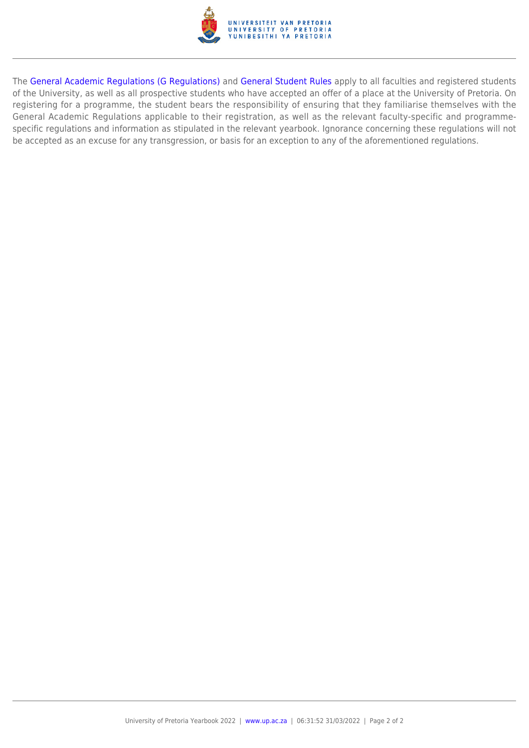The General Academic Regulations (G Regulations) and General Student Rules apply to all faculties and registered students of the University, as well as all prospective students who have accepted an offer of a place at the University of Pretoria. On registering for a programme, the student bears the responsibility of ensuring that they familiarise themselves with the General Academic Regulations applicable to their registration, as well as the relevant faculty-specific and programme-specific regulations and information as stipulated in the relevant yearbook. Ignorance concerning these regulations will not be accepted as an excuse for any transgression, or basis for an exception to any of the aforementioned regulations.